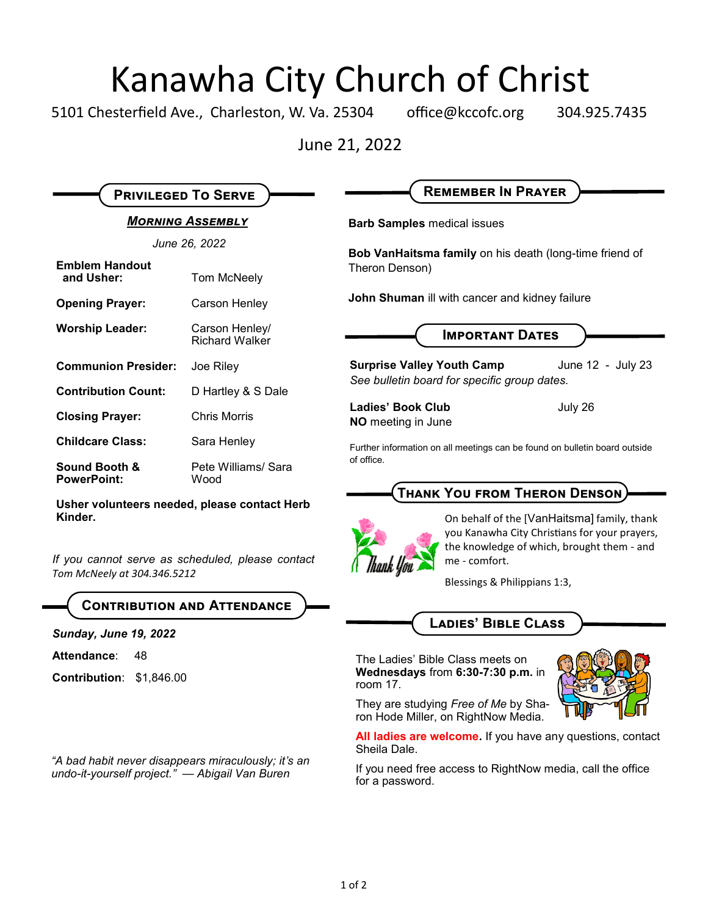# Kanawha City Church of Christ

5101 Chesterfield Ave., Charleston, W. Va. 25304 office@kccofc.org 304.925.7435

June 21, 2022

## Privileged To Serve

### ***Morning Assembly***

*June 26, 2022*

| | |
|---|---|
| **Emblem Handout and Usher:** | Tom McNeely |
| **Opening Prayer:** | Carson Henley |
| **Worship Leader:** | Carson Henley/ Richard Walker |
| **Communion Presider:** | Joe Riley |
| **Contribution Count:** | D Hartley & S Dale |
| **Closing Prayer:** | Chris Morris |
| **Childcare Class:** | Sara Henley |
| **Sound Booth & PowerPoint:** | Pete Williams/ Sara Wood |

**Usher volunteers needed, please contact Herb Kinder.**

*If you cannot serve as scheduled, please contact Tom McNeely at 304.346.5212*

## Contribution and Attendance

***Sunday, June 19, 2022***

**Attendance**: 48

**Contribution**: $1,846.00

*"A bad habit never disappears miraculously; it's an undo-it-yourself project." — Abigail Van Buren*

## Remember In Prayer

**Barb Samples** medical issues

**Bob VanHaitsma family** on his death (long-time friend of Theron Denson)

**John Shuman** ill with cancer and kidney failure

## Important Dates

**Surprise Valley Youth Camp** June 12 - July 23
*See bulletin board for specific group dates.*

**Ladies' Book Club** July 26
**NO** meeting in June

Further information on all meetings can be found on bulletin board outside of office.

## Thank You from Theron Denson

On behalf of the [VanHaitsma] family, thank you Kanawha City Christians for your prayers, the knowledge of which, brought them - and me - comfort.

Blessings & Philippians 1:3,

## Ladies' Bible Class

The Ladies' Bible Class meets on **Wednesdays** from **6:30-7:30 p.m.** in room 17.

They are studying *Free of Me* by Sharon Hode Miller, on RightNow Media.

**All ladies are welcome.** If you have any questions, contact Sheila Dale.

If you need free access to RightNow media, call the office for a password.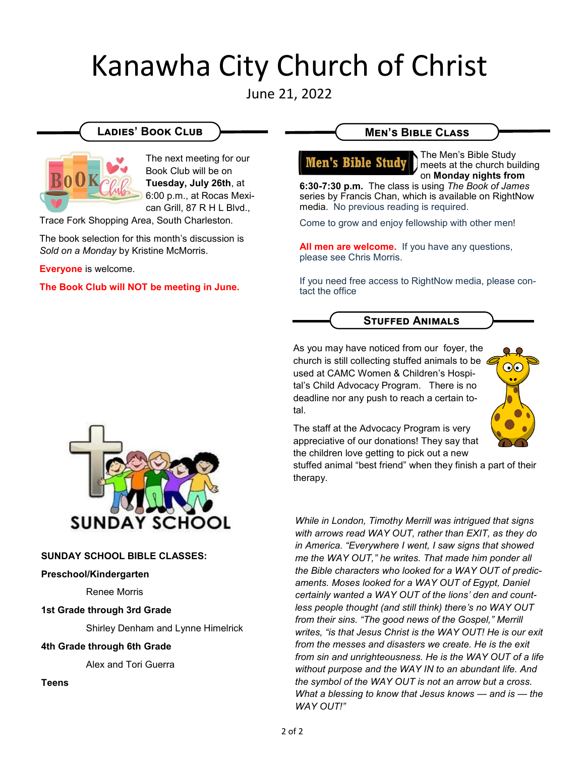# Kanawha City Church of Christ

June 21, 2022

## Ladies' Book Club

The next meeting for our Book Club will be on **Tuesday, July 26th**, at 6:00 p.m., at Rocas Mexican Grill, 87 R H L Blvd., Trace Fork Shopping Area, South Charleston.

The book selection for this month's discussion is *Sold on a Monday* by Kristine McMorris.

**Everyone** is welcome.

**The Book Club will NOT be meeting in June.**

SUNDAY SCHOOL

**SUNDAY SCHOOL BIBLE CLASSES:**

**Preschool/Kindergarten**

Renee Morris

**1st Grade through 3rd Grade**

Shirley Denham and Lynne Himelrick

**4th Grade through 6th Grade**

Alex and Tori Guerra

**Teens**

## Men's Bible Class

Men's Bible Study

The Men's Bible Study meets at the church building on **Monday nights from 6:30-7:30 p.m.** The class is using *The Book of James* series by Francis Chan, which is available on RightNow media. No previous reading is required.

Come to grow and enjoy fellowship with other men!

**All men are welcome.** If you have any questions, please see Chris Morris.

If you need free access to RightNow media, please contact the office

## Stuffed Animals

As you may have noticed from our foyer, the church is still collecting stuffed animals to be used at CAMC Women & Children's Hospital's Child Advocacy Program. There is no deadline nor any push to reach a certain total.

The staff at the Advocacy Program is very appreciative of our donations! They say that the children love getting to pick out a new stuffed animal "best friend" when they finish a part of their therapy.

*While in London, Timothy Merrill was intrigued that signs with arrows read WAY OUT, rather than EXIT, as they do in America. "Everywhere I went, I saw signs that showed me the WAY OUT," he writes. That made him ponder all the Bible characters who looked for a WAY OUT of predicaments. Moses looked for a WAY OUT of Egypt, Daniel certainly wanted a WAY OUT of the lions' den and countless people thought (and still think) there's no WAY OUT from their sins. "The good news of the Gospel," Merrill writes, "is that Jesus Christ is the WAY OUT! He is our exit from the messes and disasters we create. He is the exit from sin and unrighteousness. He is the WAY OUT of a life without purpose and the WAY IN to an abundant life. And the symbol of the WAY OUT is not an arrow but a cross. What a blessing to know that Jesus knows — and is — the WAY OUT!"*